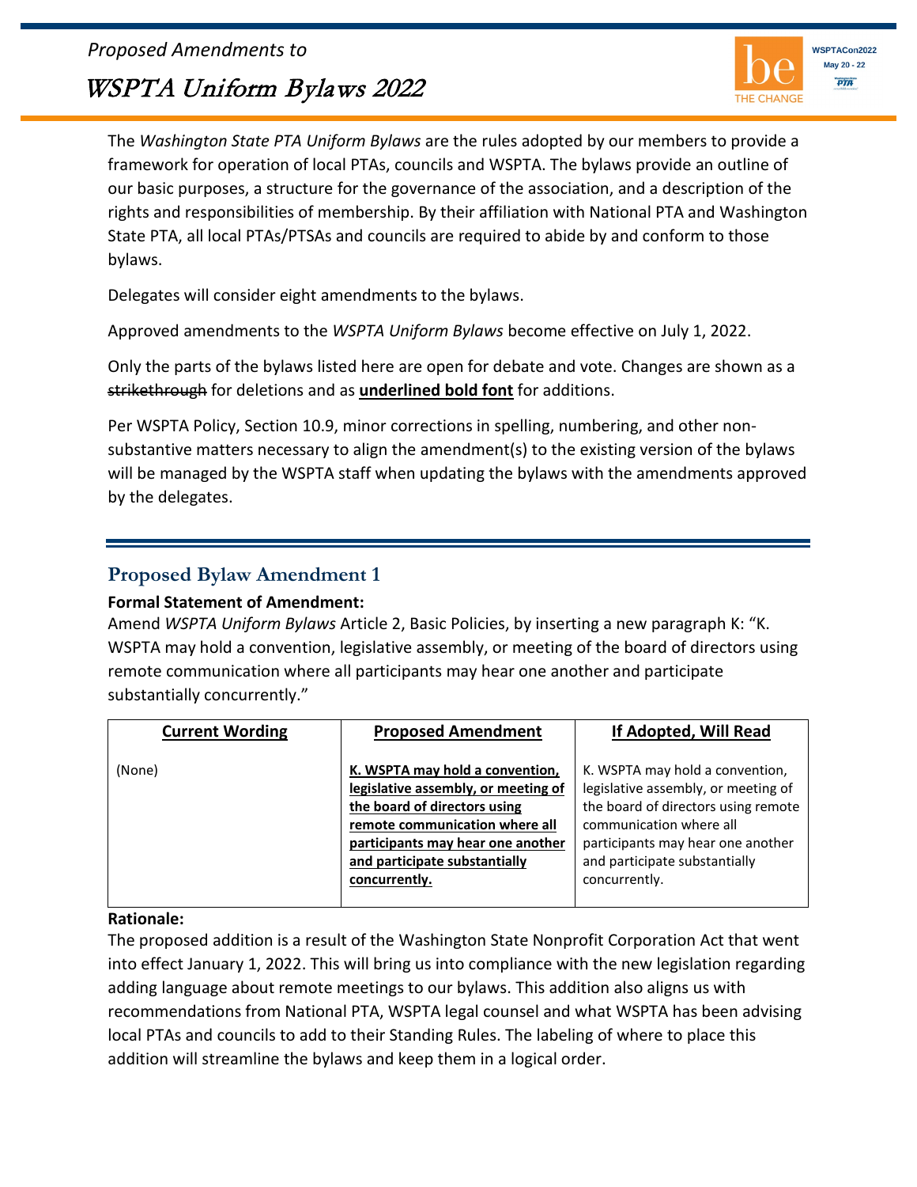*Proposed Amendments to*

# WSPTA Uniform Bylaws 2022

The *Washington State PTA Uniform Bylaws* are the rules adopted by our members to provide a framework for operation of local PTAs, councils and WSPTA. The bylaws provide an outline of our basic purposes, a structure for the governance of the association, and a description of the rights and responsibilities of membership. By their affiliation with National PTA and Washington State PTA, all local PTAs/PTSAs and councils are required to abide by and conform to those bylaws.

Delegates will consider eight amendments to the bylaws.

Approved amendments to the *WSPTA Uniform Bylaws* become effective on July 1, 2022.

Only the parts of the bylaws listed here are open for debate and vote. Changes are shown as a ~~strikethrough~~ for deletions and as <u>**underlined bold font**</u> for additions.

Per WSPTA Policy, Section 10.9, minor corrections in spelling, numbering, and other non-substantive matters necessary to align the amendment(s) to the existing version of the bylaws will be managed by the WSPTA staff when updating the bylaws with the amendments approved by the delegates.

## Proposed Bylaw Amendment 1

**Formal Statement of Amendment:**
Amend *WSPTA Uniform Bylaws* Article 2, Basic Policies, by inserting a new paragraph K: "K. WSPTA may hold a convention, legislative assembly, or meeting of the board of directors using remote communication where all participants may hear one another and participate substantially concurrently."

| Current Wording | Proposed Amendment | If Adopted, Will Read |
|---|---|---|
| (None) | <u>**K. WSPTA may hold a convention, legislative assembly, or meeting of the board of directors using remote communication where all participants may hear one another and participate substantially concurrently.**</u> | K. WSPTA may hold a convention, legislative assembly, or meeting of the board of directors using remote communication where all participants may hear one another and participate substantially concurrently. |

**Rationale:**
The proposed addition is a result of the Washington State Nonprofit Corporation Act that went into effect January 1, 2022. This will bring us into compliance with the new legislation regarding adding language about remote meetings to our bylaws. This addition also aligns us with recommendations from National PTA, WSPTA legal counsel and what WSPTA has been advising local PTAs and councils to add to their Standing Rules. The labeling of where to place this addition will streamline the bylaws and keep them in a logical order.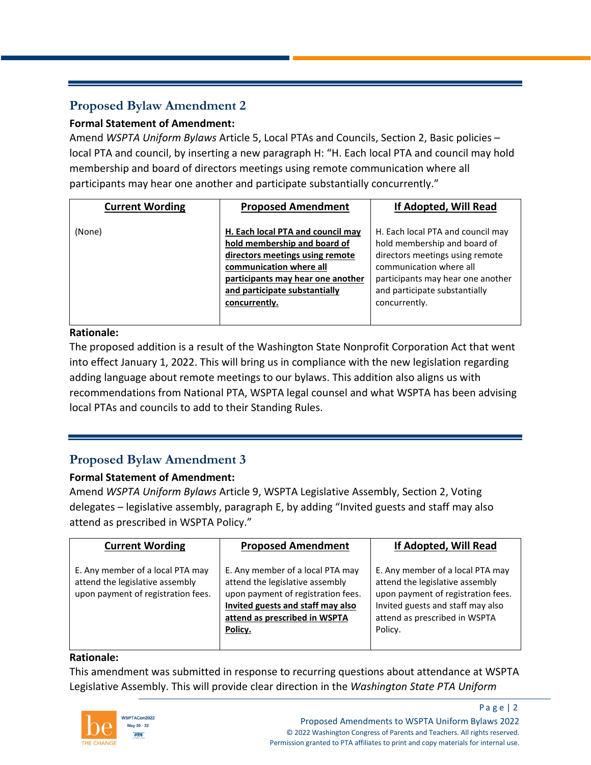## Proposed Bylaw Amendment 2

**Formal Statement of Amendment:**

Amend *WSPTA Uniform Bylaws* Article 5, Local PTAs and Councils, Section 2, Basic policies – local PTA and council, by inserting a new paragraph H: "H. Each local PTA and council may hold membership and board of directors meetings using remote communication where all participants may hear one another and participate substantially concurrently."

| Current Wording | Proposed Amendment | If Adopted, Will Read |
|---|---|---|
| (None) | **H. Each local PTA and council may hold membership and board of directors meetings using remote communication where all participants may hear one another and participate substantially concurrently.** | H. Each local PTA and council may hold membership and board of directors meetings using remote communication where all participants may hear one another and participate substantially concurrently. |

**Rationale:**

The proposed addition is a result of the Washington State Nonprofit Corporation Act that went into effect January 1, 2022. This will bring us in compliance with the new legislation regarding adding language about remote meetings to our bylaws. This addition also aligns us with recommendations from National PTA, WSPTA legal counsel and what WSPTA has been advising local PTAs and councils to add to their Standing Rules.

## Proposed Bylaw Amendment 3

**Formal Statement of Amendment:**

Amend *WSPTA Uniform Bylaws* Article 9, WSPTA Legislative Assembly, Section 2, Voting delegates – legislative assembly, paragraph E, by adding "Invited guests and staff may also attend as prescribed in WSPTA Policy."

| Current Wording | Proposed Amendment | If Adopted, Will Read |
|---|---|---|
| E. Any member of a local PTA may attend the legislative assembly upon payment of registration fees. | E. Any member of a local PTA may attend the legislative assembly upon payment of registration fees. **Invited guests and staff may also attend as prescribed in WSPTA Policy.** | E. Any member of a local PTA may attend the legislative assembly upon payment of registration fees. Invited guests and staff may also attend as prescribed in WSPTA Policy. |

**Rationale:**

This amendment was submitted in response to recurring questions about attendance at WSPTA Legislative Assembly. This will provide clear direction in the *Washington State PTA Uniform*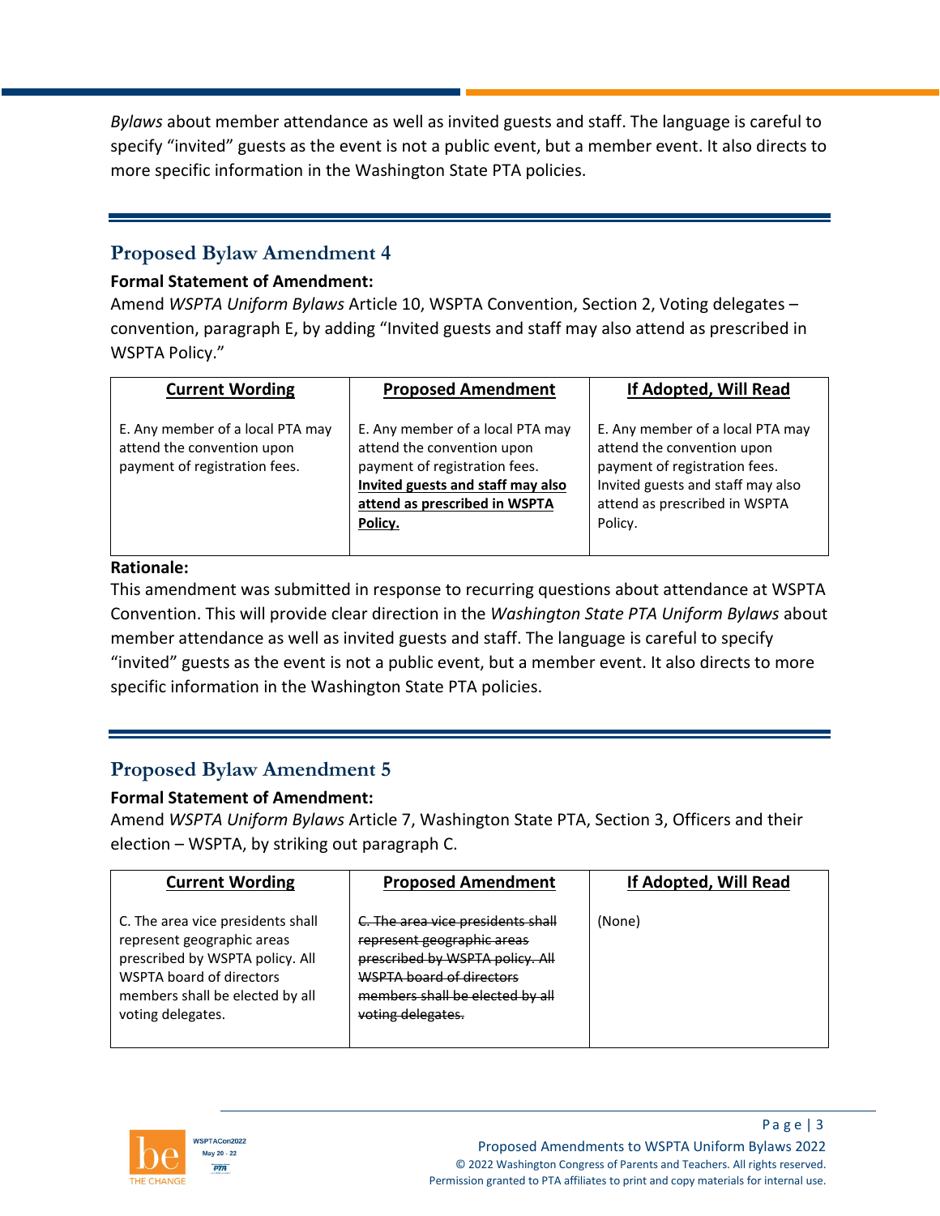*Bylaws* about member attendance as well as invited guests and staff. The language is careful to specify "invited" guests as the event is not a public event, but a member event. It also directs to more specific information in the Washington State PTA policies.

## Proposed Bylaw Amendment 4

**Formal Statement of Amendment:**

Amend *WSPTA Uniform Bylaws* Article 10, WSPTA Convention, Section 2, Voting delegates – convention, paragraph E, by adding "Invited guests and staff may also attend as prescribed in WSPTA Policy."

| Current Wording | Proposed Amendment | If Adopted, Will Read |
|---|---|---|
| E. Any member of a local PTA may attend the convention upon payment of registration fees. | E. Any member of a local PTA may attend the convention upon payment of registration fees. **Invited guests and staff may also attend as prescribed in WSPTA Policy.** | E. Any member of a local PTA may attend the convention upon payment of registration fees. Invited guests and staff may also attend as prescribed in WSPTA Policy. |

**Rationale:**

This amendment was submitted in response to recurring questions about attendance at WSPTA Convention. This will provide clear direction in the *Washington State PTA Uniform Bylaws* about member attendance as well as invited guests and staff. The language is careful to specify "invited" guests as the event is not a public event, but a member event. It also directs to more specific information in the Washington State PTA policies.

## Proposed Bylaw Amendment 5

**Formal Statement of Amendment:**

Amend *WSPTA Uniform Bylaws* Article 7, Washington State PTA, Section 3, Officers and their election – WSPTA, by striking out paragraph C.

| Current Wording | Proposed Amendment | If Adopted, Will Read |
|---|---|---|
| C. The area vice presidents shall represent geographic areas prescribed by WSPTA policy. All WSPTA board of directors members shall be elected by all voting delegates. | ~~C. The area vice presidents shall represent geographic areas prescribed by WSPTA policy. All WSPTA board of directors members shall be elected by all voting delegates.~~ | (None) |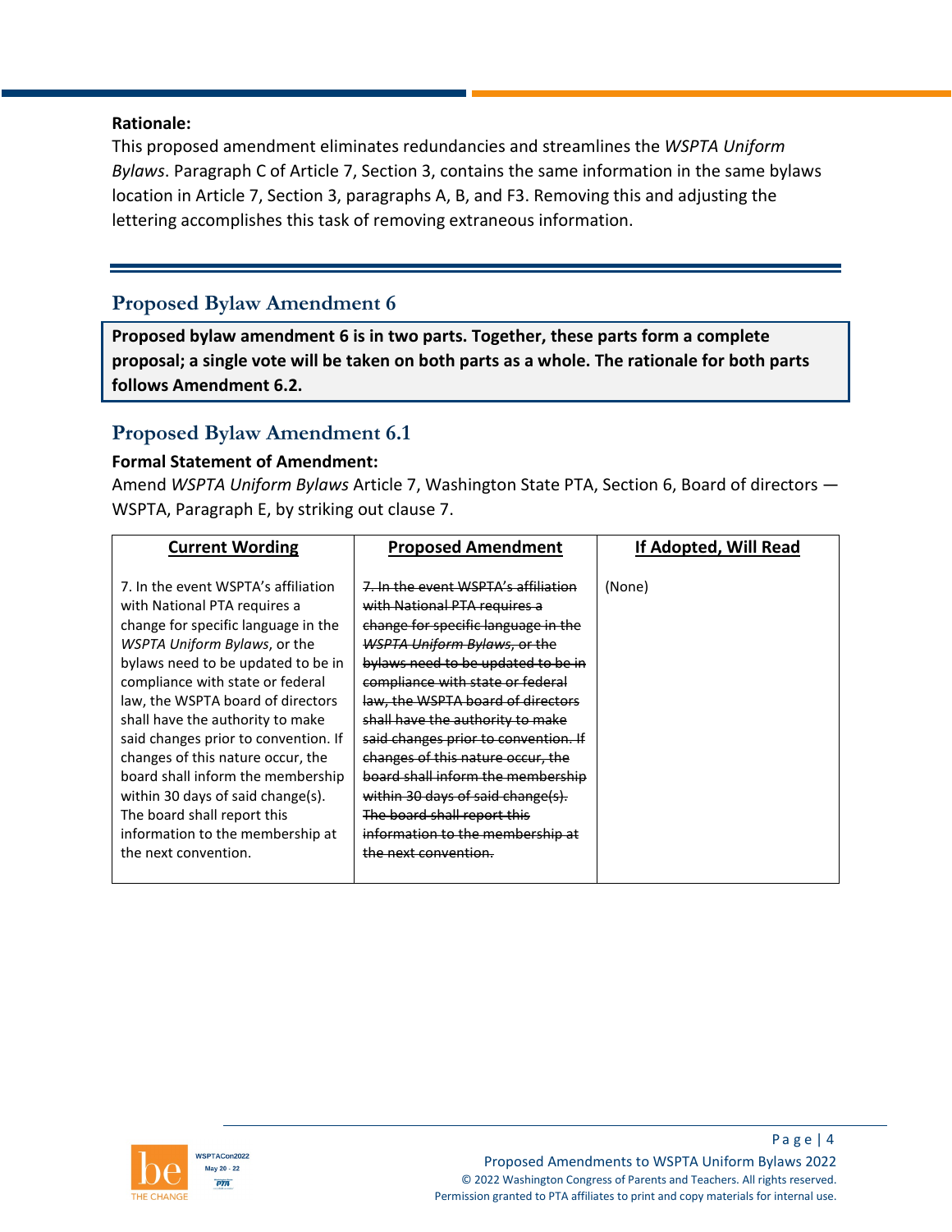**Rationale:**
This proposed amendment eliminates redundancies and streamlines the *WSPTA Uniform Bylaws*. Paragraph C of Article 7, Section 3, contains the same information in the same bylaws location in Article 7, Section 3, paragraphs A, B, and F3. Removing this and adjusting the lettering accomplishes this task of removing extraneous information.

## Proposed Bylaw Amendment 6

**Proposed bylaw amendment 6 is in two parts. Together, these parts form a complete proposal; a single vote will be taken on both parts as a whole. The rationale for both parts follows Amendment 6.2.**

## Proposed Bylaw Amendment 6.1

**Formal Statement of Amendment:**
Amend *WSPTA Uniform Bylaws* Article 7, Washington State PTA, Section 6, Board of directors — WSPTA, Paragraph E, by striking out clause 7.

| Current Wording | Proposed Amendment | If Adopted, Will Read |
|---|---|---|
| 7. In the event WSPTA's affiliation with National PTA requires a change for specific language in the *WSPTA Uniform Bylaws*, or the bylaws need to be updated to be in compliance with state or federal law, the WSPTA board of directors shall have the authority to make said changes prior to convention. If changes of this nature occur, the board shall inform the membership within 30 days of said change(s). The board shall report this information to the membership at the next convention. | ~~7. In the event WSPTA's affiliation with National PTA requires a change for specific language in the *WSPTA Uniform Bylaws*, or the bylaws need to be updated to be in compliance with state or federal law, the WSPTA board of directors shall have the authority to make said changes prior to convention. If changes of this nature occur, the board shall inform the membership within 30 days of said change(s). The board shall report this information to the membership at the next convention.~~ | (None) |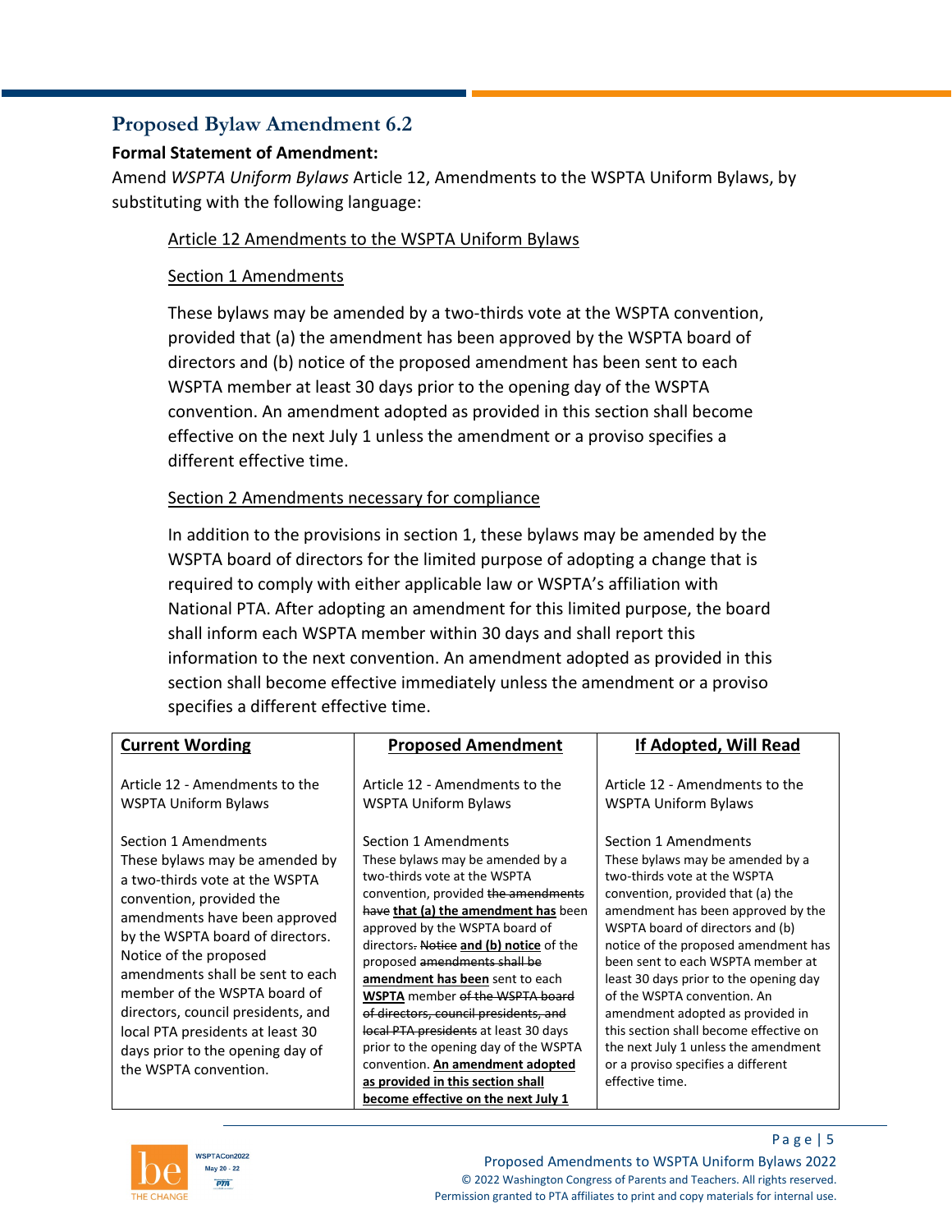## Proposed Bylaw Amendment 6.2

**Formal Statement of Amendment:**

Amend *WSPTA Uniform Bylaws* Article 12, Amendments to the WSPTA Uniform Bylaws, by substituting with the following language:

> <u>Article 12 Amendments to the WSPTA Uniform Bylaws</u>
>
> <u>Section 1 Amendments</u>
>
> These bylaws may be amended by a two-thirds vote at the WSPTA convention, provided that (a) the amendment has been approved by the WSPTA board of directors and (b) notice of the proposed amendment has been sent to each WSPTA member at least 30 days prior to the opening day of the WSPTA convention. An amendment adopted as provided in this section shall become effective on the next July 1 unless the amendment or a proviso specifies a different effective time.
>
> <u>Section 2 Amendments necessary for compliance</u>
>
> In addition to the provisions in section 1, these bylaws may be amended by the WSPTA board of directors for the limited purpose of adopting a change that is required to comply with either applicable law or WSPTA's affiliation with National PTA. After adopting an amendment for this limited purpose, the board shall inform each WSPTA member within 30 days and shall report this information to the next convention. An amendment adopted as provided in this section shall become effective immediately unless the amendment or a proviso specifies a different effective time.

| **Current Wording** | **Proposed Amendment** | **If Adopted, Will Read** |
|---|---|---|
| Article 12 - Amendments to the WSPTA Uniform Bylaws<br><br>Section 1 Amendments<br>These bylaws may be amended by a two-thirds vote at the WSPTA convention, provided the amendments have been approved by the WSPTA board of directors. Notice of the proposed amendments shall be sent to each member of the WSPTA board of directors, council presidents, and local PTA presidents at least 30 days prior to the opening day of the WSPTA convention. | Article 12 - Amendments to the WSPTA Uniform Bylaws<br><br>Section 1 Amendments<br>These bylaws may be amended by a two-thirds vote at the WSPTA convention, provided ~~the amendments have~~ **<u>that (a) the amendment has</u>** been approved by the WSPTA board of directors~~. Notice~~ **<u>and (b) notice</u>** of the proposed ~~amendments shall be~~ **<u>amendment has been</u>** sent to each **<u>WSPTA</u>** member ~~of the WSPTA board of directors, council presidents, and local PTA presidents~~ at least 30 days prior to the opening day of the WSPTA convention. **<u>An amendment adopted as provided in this section shall become effective on the next July 1</u>** | Article 12 - Amendments to the WSPTA Uniform Bylaws<br><br>Section 1 Amendments<br>These bylaws may be amended by a two-thirds vote at the WSPTA convention, provided that (a) the amendment has been approved by the WSPTA board of directors and (b) notice of the proposed amendment has been sent to each WSPTA member at least 30 days prior to the opening day of the WSPTA convention. An amendment adopted as provided in this section shall become effective on the next July 1 unless the amendment or a proviso specifies a different effective time. |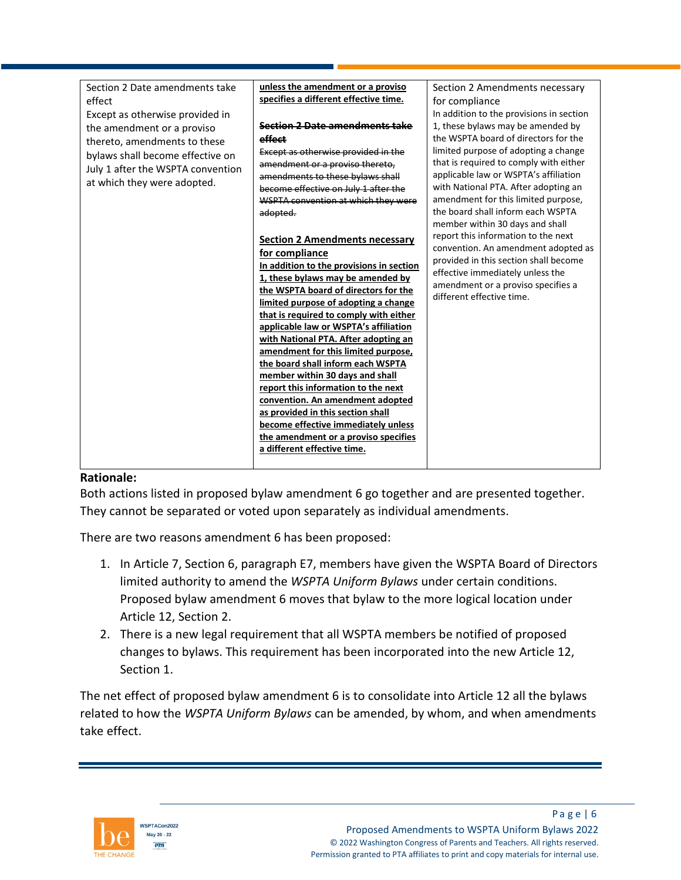| | | |
|---|---|---|
| Section 2 Date amendments take effect<br>Except as otherwise provided in the amendment or a proviso thereto, amendments to these bylaws shall become effective on July 1 after the WSPTA convention at which they were adopted. | <u>**unless the amendment or a proviso specifies a different effective time.**</u><br><br>~~**Section 2 Date amendments take effect**~~<br>~~Except as otherwise provided in the amendment or a proviso thereto, amendments to these bylaws shall become effective on July 1 after the WSPTA convention at which they were adopted.~~<br><br><u>**Section 2 Amendments necessary for compliance**</u><br><u>**In addition to the provisions in section 1, these bylaws may be amended by the WSPTA board of directors for the limited purpose of adopting a change that is required to comply with either applicable law or WSPTA's affiliation with National PTA. After adopting an amendment for this limited purpose, the board shall inform each WSPTA member within 30 days and shall report this information to the next convention. An amendment adopted as provided in this section shall become effective immediately unless the amendment or a proviso specifies a different effective time.**</u> | Section 2 Amendments necessary for compliance<br>In addition to the provisions in section 1, these bylaws may be amended by the WSPTA board of directors for the limited purpose of adopting a change that is required to comply with either applicable law or WSPTA's affiliation with National PTA. After adopting an amendment for this limited purpose, the board shall inform each WSPTA member within 30 days and shall report this information to the next convention. An amendment adopted as provided in this section shall become effective immediately unless the amendment or a proviso specifies a different effective time. |

**Rationale:**

Both actions listed in proposed bylaw amendment 6 go together and are presented together. They cannot be separated or voted upon separately as individual amendments.

There are two reasons amendment 6 has been proposed:

1. In Article 7, Section 6, paragraph E7, members have given the WSPTA Board of Directors limited authority to amend the *WSPTA Uniform Bylaws* under certain conditions. Proposed bylaw amendment 6 moves that bylaw to the more logical location under Article 12, Section 2.
2. There is a new legal requirement that all WSPTA members be notified of proposed changes to bylaws. This requirement has been incorporated into the new Article 12, Section 1.

The net effect of proposed bylaw amendment 6 is to consolidate into Article 12 all the bylaws related to how the *WSPTA Uniform Bylaws* can be amended, by whom, and when amendments take effect.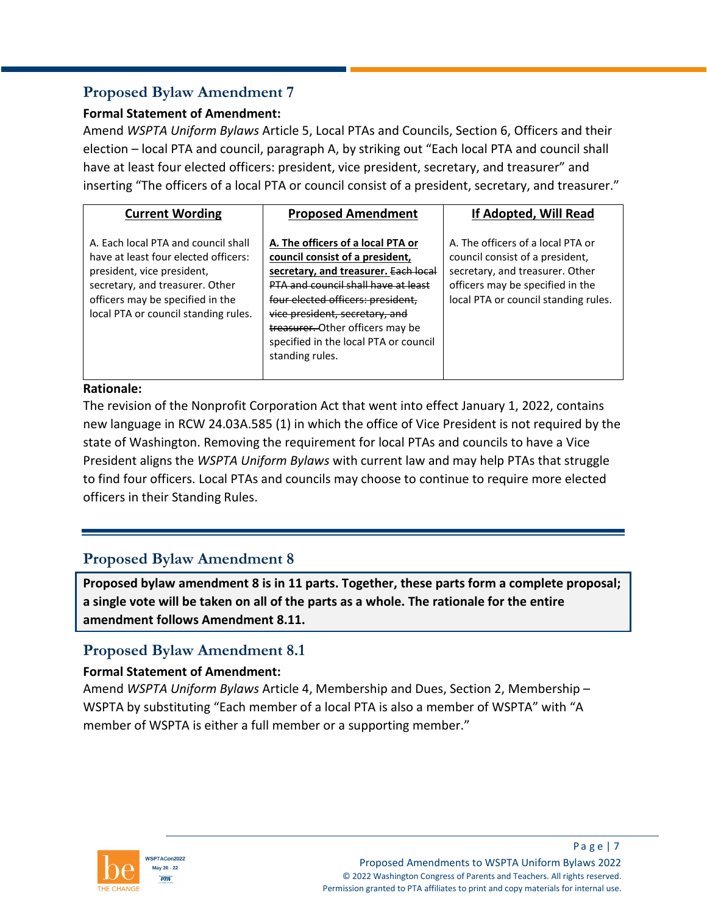## Proposed Bylaw Amendment 7

**Formal Statement of Amendment:**

Amend *WSPTA Uniform Bylaws* Article 5, Local PTAs and Councils, Section 6, Officers and their election – local PTA and council, paragraph A, by striking out "Each local PTA and council shall have at least four elected officers: president, vice president, secretary, and treasurer" and inserting "The officers of a local PTA or council consist of a president, secretary, and treasurer."

| Current Wording | Proposed Amendment | If Adopted, Will Read |
|---|---|---|
| A. Each local PTA and council shall have at least four elected officers: president, vice president, secretary, and treasurer. Other officers may be specified in the local PTA or council standing rules. | **<u>A. The officers of a local PTA or council consist of a president, secretary, and treasurer.</u>** ~~Each local PTA and council shall have at least four elected officers: president, vice president, secretary, and treasurer.~~ Other officers may be specified in the local PTA or council standing rules. | A. The officers of a local PTA or council consist of a president, secretary, and treasurer. Other officers may be specified in the local PTA or council standing rules. |

**Rationale:**

The revision of the Nonprofit Corporation Act that went into effect January 1, 2022, contains new language in RCW 24.03A.585 (1) in which the office of Vice President is not required by the state of Washington. Removing the requirement for local PTAs and councils to have a Vice President aligns the *WSPTA Uniform Bylaws* with current law and may help PTAs that struggle to find four officers. Local PTAs and councils may choose to continue to require more elected officers in their Standing Rules.

---

## Proposed Bylaw Amendment 8

**Proposed bylaw amendment 8 is in 11 parts. Together, these parts form a complete proposal; a single vote will be taken on all of the parts as a whole. The rationale for the entire amendment follows Amendment 8.11.**

## Proposed Bylaw Amendment 8.1

**Formal Statement of Amendment:**

Amend *WSPTA Uniform Bylaws* Article 4, Membership and Dues, Section 2, Membership – WSPTA by substituting "Each member of a local PTA is also a member of WSPTA" with "A member of WSPTA is either a full member or a supporting member."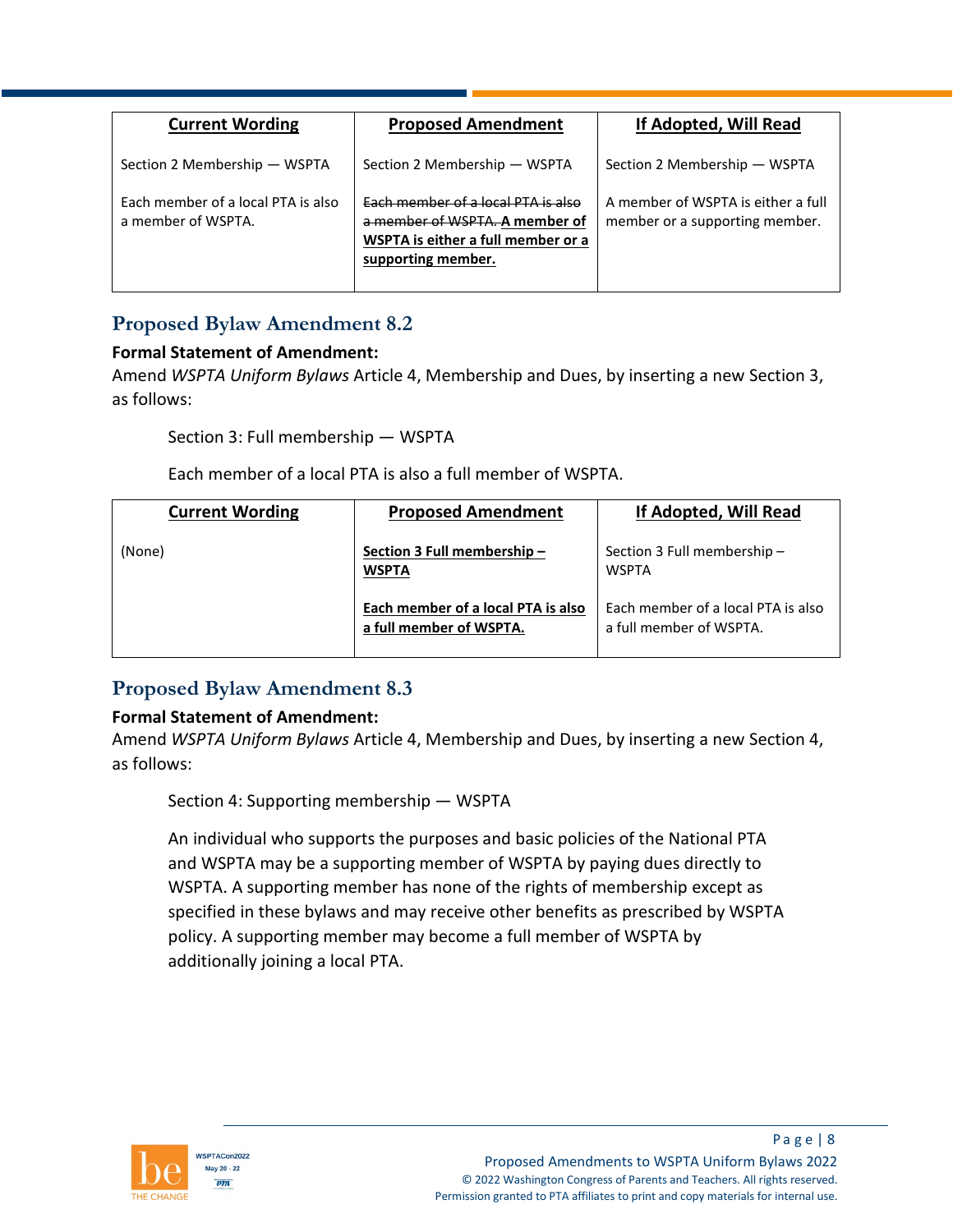| Current Wording | Proposed Amendment | If Adopted, Will Read |
|---|---|---|
| Section 2 Membership — WSPTA<br><br>Each member of a local PTA is also a member of WSPTA. | Section 2 Membership — WSPTA<br><br>~~Each member of a local PTA is also a member of WSPTA.~~ **A member of WSPTA is either a full member or a supporting member.** | Section 2 Membership — WSPTA<br><br>A member of WSPTA is either a full member or a supporting member. |

## Proposed Bylaw Amendment 8.2

**Formal Statement of Amendment:**

Amend *WSPTA Uniform Bylaws* Article 4, Membership and Dues, by inserting a new Section 3, as follows:

> Section 3: Full membership — WSPTA
>
> Each member of a local PTA is also a full member of WSPTA.

| Current Wording | Proposed Amendment | If Adopted, Will Read |
|---|---|---|
| (None) | **Section 3 Full membership – WSPTA**<br><br>**Each member of a local PTA is also a full member of WSPTA.** | Section 3 Full membership – WSPTA<br><br>Each member of a local PTA is also a full member of WSPTA. |

## Proposed Bylaw Amendment 8.3

**Formal Statement of Amendment:**

Amend *WSPTA Uniform Bylaws* Article 4, Membership and Dues, by inserting a new Section 4, as follows:

> Section 4: Supporting membership — WSPTA
>
> An individual who supports the purposes and basic policies of the National PTA and WSPTA may be a supporting member of WSPTA by paying dues directly to WSPTA. A supporting member has none of the rights of membership except as specified in these bylaws and may receive other benefits as prescribed by WSPTA policy. A supporting member may become a full member of WSPTA by additionally joining a local PTA.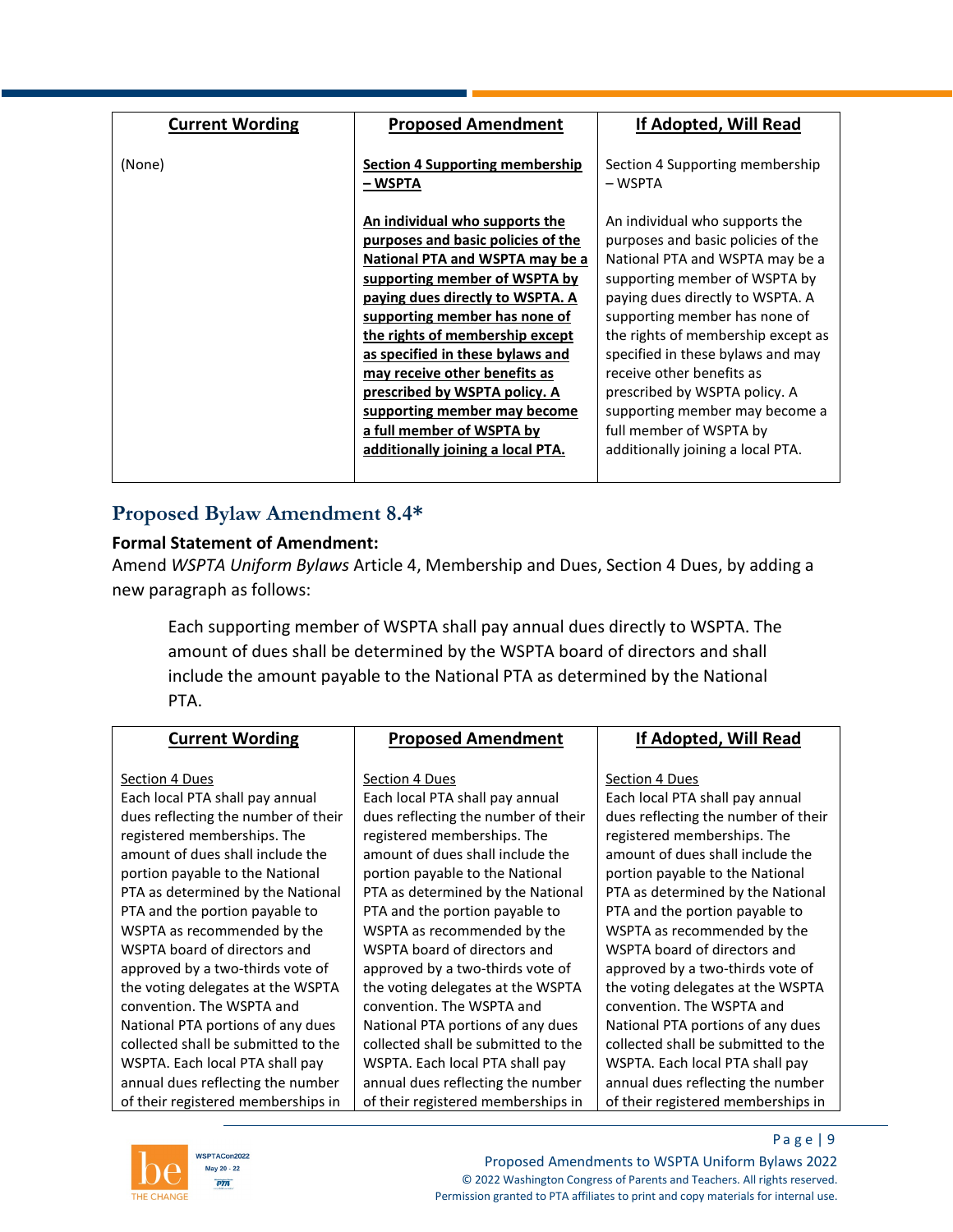| Current Wording | Proposed Amendment | If Adopted, Will Read |
|---|---|---|
| (None) | **Section 4 Supporting membership – WSPTA**<br><br>**An individual who supports the purposes and basic policies of the National PTA and WSPTA may be a supporting member of WSPTA by paying dues directly to WSPTA. A supporting member has none of the rights of membership except as specified in these bylaws and may receive other benefits as prescribed by WSPTA policy. A supporting member may become a full member of WSPTA by additionally joining a local PTA.** | Section 4 Supporting membership – WSPTA<br><br>An individual who supports the purposes and basic policies of the National PTA and WSPTA may be a supporting member of WSPTA by paying dues directly to WSPTA. A supporting member has none of the rights of membership except as specified in these bylaws and may receive other benefits as prescribed by WSPTA policy. A supporting member may become a full member of WSPTA by additionally joining a local PTA. |

## Proposed Bylaw Amendment 8.4*

**Formal Statement of Amendment:**

Amend *WSPTA Uniform Bylaws* Article 4, Membership and Dues, Section 4 Dues, by adding a new paragraph as follows:

> Each supporting member of WSPTA shall pay annual dues directly to WSPTA. The amount of dues shall be determined by the WSPTA board of directors and shall include the amount payable to the National PTA as determined by the National PTA.

| Current Wording | Proposed Amendment | If Adopted, Will Read |
|---|---|---|
| Section 4 Dues<br>Each local PTA shall pay annual dues reflecting the number of their registered memberships. The amount of dues shall include the portion payable to the National PTA as determined by the National PTA and the portion payable to WSPTA as recommended by the WSPTA board of directors and approved by a two-thirds vote of the voting delegates at the WSPTA convention. The WSPTA and National PTA portions of any dues collected shall be submitted to the WSPTA. Each local PTA shall pay annual dues reflecting the number of their registered memberships in | Section 4 Dues<br>Each local PTA shall pay annual dues reflecting the number of their registered memberships. The amount of dues shall include the portion payable to the National PTA as determined by the National PTA and the portion payable to WSPTA as recommended by the WSPTA board of directors and approved by a two-thirds vote of the voting delegates at the WSPTA convention. The WSPTA and National PTA portions of any dues collected shall be submitted to the WSPTA. Each local PTA shall pay annual dues reflecting the number of their registered memberships in | Section 4 Dues<br>Each local PTA shall pay annual dues reflecting the number of their registered memberships. The amount of dues shall include the portion payable to the National PTA as determined by the National PTA and the portion payable to WSPTA as recommended by the WSPTA board of directors and approved by a two-thirds vote of the voting delegates at the WSPTA convention. The WSPTA and National PTA portions of any dues collected shall be submitted to the WSPTA. Each local PTA shall pay annual dues reflecting the number of their registered memberships in |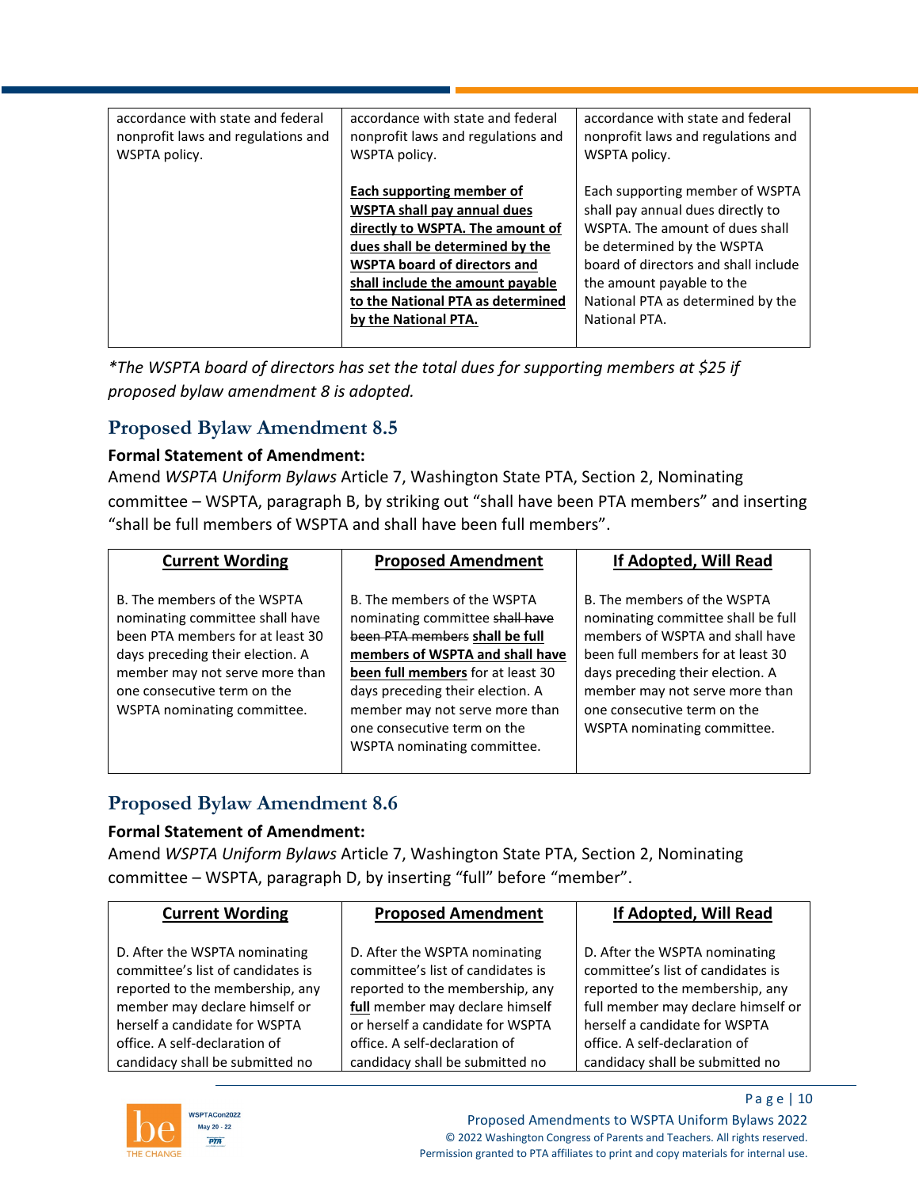| | | |
|---|---|---|
| accordance with state and federal nonprofit laws and regulations and WSPTA policy. | accordance with state and federal nonprofit laws and regulations and WSPTA policy.<br><br>**<u>Each supporting member of WSPTA shall pay annual dues directly to WSPTA. The amount of dues shall be determined by the WSPTA board of directors and shall include the amount payable to the National PTA as determined by the National PTA.</u>** | accordance with state and federal nonprofit laws and regulations and WSPTA policy.<br><br>Each supporting member of WSPTA shall pay annual dues directly to WSPTA. The amount of dues shall be determined by the WSPTA board of directors and shall include the amount payable to the National PTA as determined by the National PTA. |

*\*The WSPTA board of directors has set the total dues for supporting members at $25 if proposed bylaw amendment 8 is adopted.*

## Proposed Bylaw Amendment 8.5

**Formal Statement of Amendment:**

Amend *WSPTA Uniform Bylaws* Article 7, Washington State PTA, Section 2, Nominating committee – WSPTA, paragraph B, by striking out “shall have been PTA members” and inserting “shall be full members of WSPTA and shall have been full members”.

| Current Wording | Proposed Amendment | If Adopted, Will Read |
|---|---|---|
| B. The members of the WSPTA nominating committee shall have been PTA members for at least 30 days preceding their election. A member may not serve more than one consecutive term on the WSPTA nominating committee. | B. The members of the WSPTA nominating committee ~~shall have been PTA members~~ **<u>shall be full members of WSPTA and shall have been full members</u>** for at least 30 days preceding their election. A member may not serve more than one consecutive term on the WSPTA nominating committee. | B. The members of the WSPTA nominating committee shall be full members of WSPTA and shall have been full members for at least 30 days preceding their election. A member may not serve more than one consecutive term on the WSPTA nominating committee. |

## Proposed Bylaw Amendment 8.6

**Formal Statement of Amendment:**

Amend *WSPTA Uniform Bylaws* Article 7, Washington State PTA, Section 2, Nominating committee – WSPTA, paragraph D, by inserting “full” before “member”.

| Current Wording | Proposed Amendment | If Adopted, Will Read |
|---|---|---|
| D. After the WSPTA nominating committee’s list of candidates is reported to the membership, any member may declare himself or herself a candidate for WSPTA office. A self-declaration of candidacy shall be submitted no | D. After the WSPTA nominating committee’s list of candidates is reported to the membership, any **<u>full</u>** member may declare himself or herself a candidate for WSPTA office. A self-declaration of candidacy shall be submitted no | D. After the WSPTA nominating committee’s list of candidates is reported to the membership, any full member may declare himself or herself a candidate for WSPTA office. A self-declaration of candidacy shall be submitted no |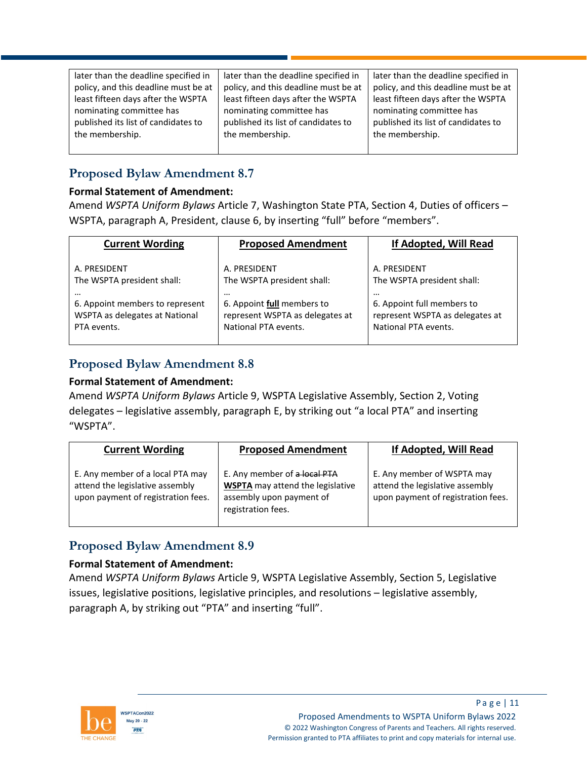| | | |
|---|---|---|
| later than the deadline specified in policy, and this deadline must be at least fifteen days after the WSPTA nominating committee has published its list of candidates to the membership. | later than the deadline specified in policy, and this deadline must be at least fifteen days after the WSPTA nominating committee has published its list of candidates to the membership. | later than the deadline specified in policy, and this deadline must be at least fifteen days after the WSPTA nominating committee has published its list of candidates to the membership. |

## Proposed Bylaw Amendment 8.7

**Formal Statement of Amendment:**
Amend *WSPTA Uniform Bylaws* Article 7, Washington State PTA, Section 4, Duties of officers – WSPTA, paragraph A, President, clause 6, by inserting "full" before "members".

| Current Wording | Proposed Amendment | If Adopted, Will Read |
|---|---|---|
| A. PRESIDENT<br>The WSPTA president shall:<br>…<br>6. Appoint members to represent WSPTA as delegates at National PTA events. | A. PRESIDENT<br>The WSPTA president shall:<br>…<br>6. Appoint **full** members to represent WSPTA as delegates at National PTA events. | A. PRESIDENT<br>The WSPTA president shall:<br>…<br>6. Appoint full members to represent WSPTA as delegates at National PTA events. |

## Proposed Bylaw Amendment 8.8

**Formal Statement of Amendment:**
Amend *WSPTA Uniform Bylaws* Article 9, WSPTA Legislative Assembly, Section 2, Voting delegates – legislative assembly, paragraph E, by striking out "a local PTA" and inserting "WSPTA".

| Current Wording | Proposed Amendment | If Adopted, Will Read |
|---|---|---|
| E. Any member of a local PTA may attend the legislative assembly upon payment of registration fees. | E. Any member of ~~a local PTA~~ **WSPTA** may attend the legislative assembly upon payment of registration fees. | E. Any member of WSPTA may attend the legislative assembly upon payment of registration fees. |

## Proposed Bylaw Amendment 8.9

**Formal Statement of Amendment:**
Amend *WSPTA Uniform Bylaws* Article 9, WSPTA Legislative Assembly, Section 5, Legislative issues, legislative positions, legislative principles, and resolutions – legislative assembly, paragraph A, by striking out "PTA" and inserting "full".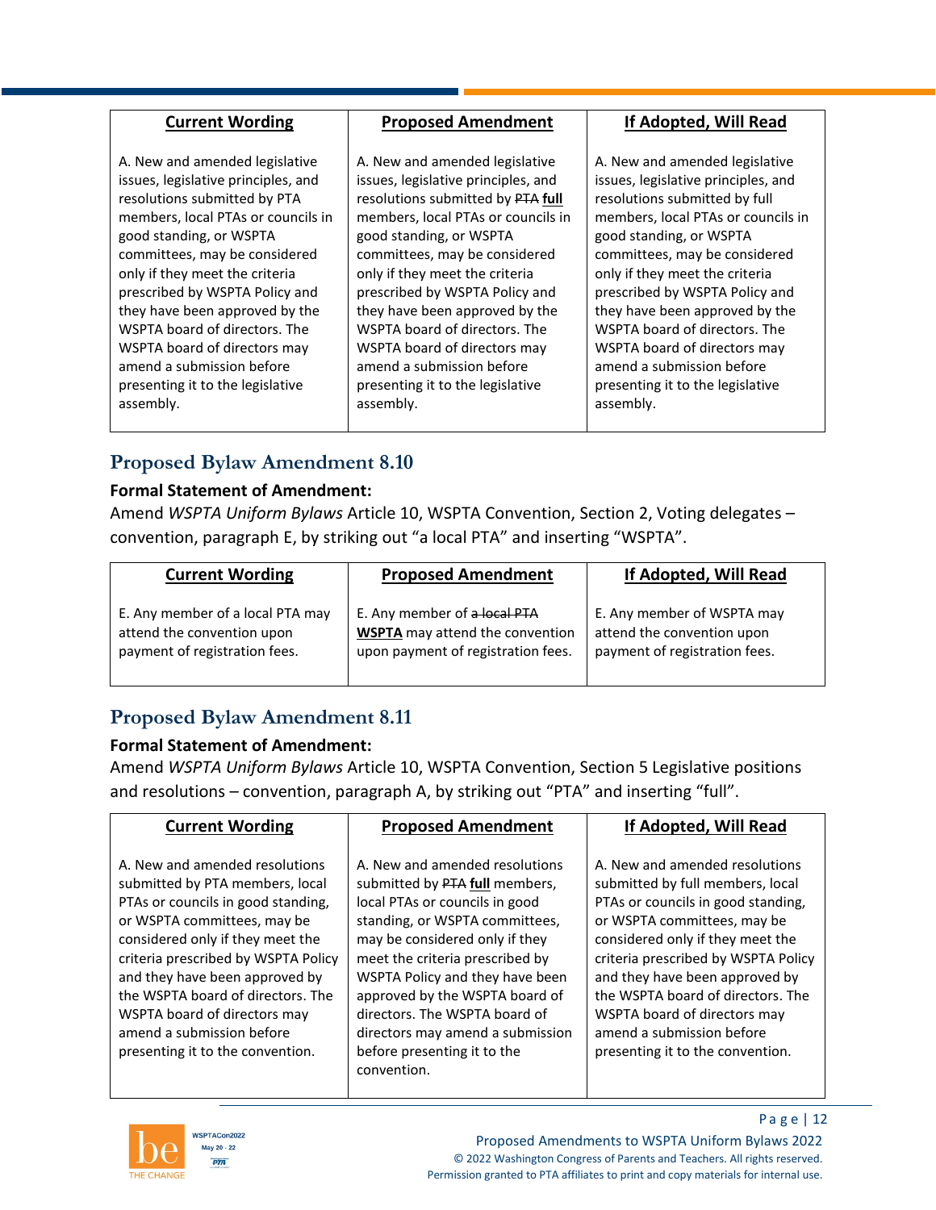| Current Wording | Proposed Amendment | If Adopted, Will Read |
|---|---|---|
| A. New and amended legislative issues, legislative principles, and resolutions submitted by PTA members, local PTAs or councils in good standing, or WSPTA committees, may be considered only if they meet the criteria prescribed by WSPTA Policy and they have been approved by the WSPTA board of directors. The WSPTA board of directors may amend a submission before presenting it to the legislative assembly. | A. New and amended legislative issues, legislative principles, and resolutions submitted by ~~PTA~~ **full** members, local PTAs or councils in good standing, or WSPTA committees, may be considered only if they meet the criteria prescribed by WSPTA Policy and they have been approved by the WSPTA board of directors. The WSPTA board of directors may amend a submission before presenting it to the legislative assembly. | A. New and amended legislative issues, legislative principles, and resolutions submitted by full members, local PTAs or councils in good standing, or WSPTA committees, may be considered only if they meet the criteria prescribed by WSPTA Policy and they have been approved by the WSPTA board of directors. The WSPTA board of directors may amend a submission before presenting it to the legislative assembly. |

## Proposed Bylaw Amendment 8.10

**Formal Statement of Amendment:**

Amend *WSPTA Uniform Bylaws* Article 10, WSPTA Convention, Section 2, Voting delegates – convention, paragraph E, by striking out "a local PTA" and inserting "WSPTA".

| Current Wording | Proposed Amendment | If Adopted, Will Read |
|---|---|---|
| E. Any member of a local PTA may attend the convention upon payment of registration fees. | E. Any member of ~~a local PTA~~ **WSPTA** may attend the convention upon payment of registration fees. | E. Any member of WSPTA may attend the convention upon payment of registration fees. |

## Proposed Bylaw Amendment 8.11

**Formal Statement of Amendment:**

Amend *WSPTA Uniform Bylaws* Article 10, WSPTA Convention, Section 5 Legislative positions and resolutions – convention, paragraph A, by striking out "PTA" and inserting "full".

| Current Wording | Proposed Amendment | If Adopted, Will Read |
|---|---|---|
| A. New and amended resolutions submitted by PTA members, local PTAs or councils in good standing, or WSPTA committees, may be considered only if they meet the criteria prescribed by WSPTA Policy and they have been approved by the WSPTA board of directors. The WSPTA board of directors may amend a submission before presenting it to the convention. | A. New and amended resolutions submitted by ~~PTA~~ **full** members, local PTAs or councils in good standing, or WSPTA committees, may be considered only if they meet the criteria prescribed by WSPTA Policy and they have been approved by the WSPTA board of directors. The WSPTA board of directors may amend a submission before presenting it to the convention. | A. New and amended resolutions submitted by full members, local PTAs or councils in good standing, or WSPTA committees, may be considered only if they meet the criteria prescribed by WSPTA Policy and they have been approved by the WSPTA board of directors. The WSPTA board of directors may amend a submission before presenting it to the convention. |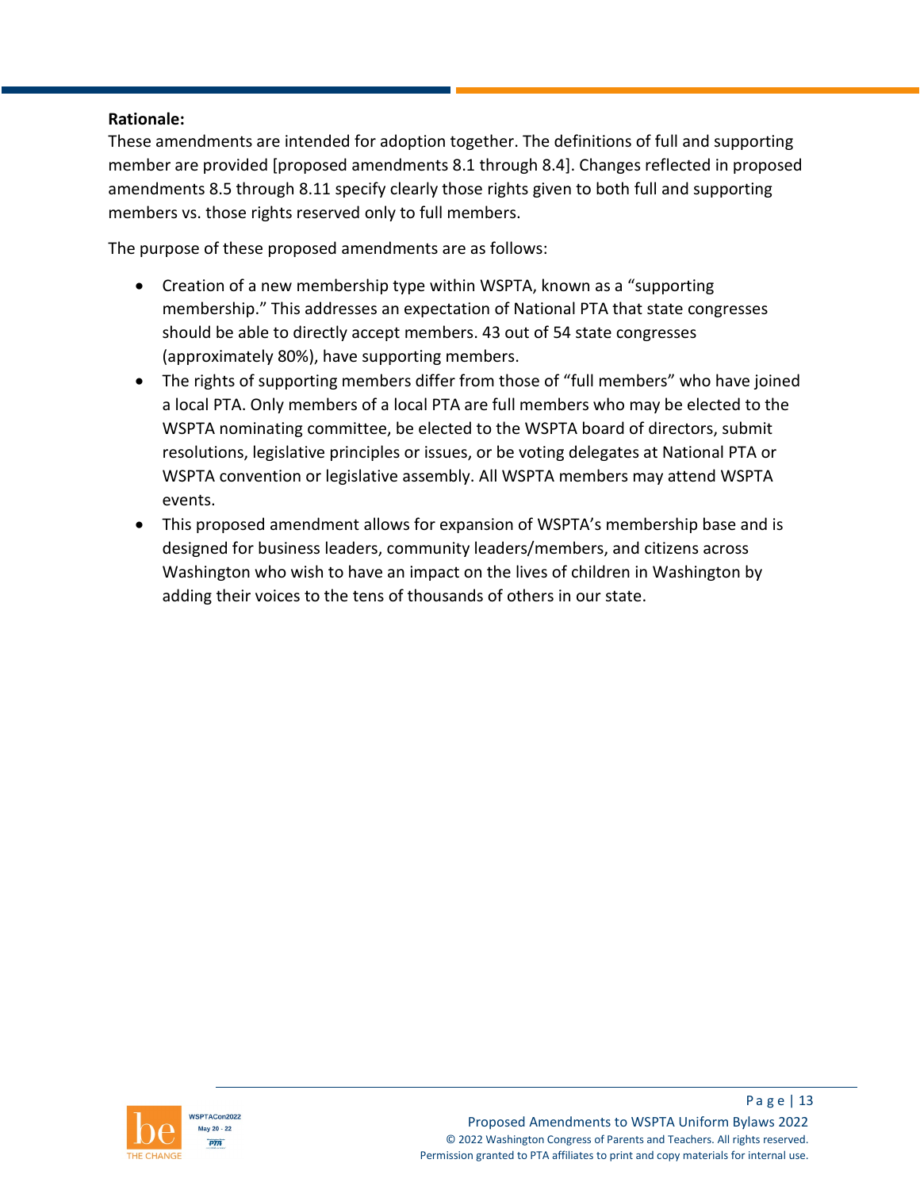**Rationale:**

These amendments are intended for adoption together. The definitions of full and supporting member are provided [proposed amendments 8.1 through 8.4]. Changes reflected in proposed amendments 8.5 through 8.11 specify clearly those rights given to both full and supporting members vs. those rights reserved only to full members.

The purpose of these proposed amendments are as follows:

- Creation of a new membership type within WSPTA, known as a "supporting membership." This addresses an expectation of National PTA that state congresses should be able to directly accept members. 43 out of 54 state congresses (approximately 80%), have supporting members.
- The rights of supporting members differ from those of "full members" who have joined a local PTA. Only members of a local PTA are full members who may be elected to the WSPTA nominating committee, be elected to the WSPTA board of directors, submit resolutions, legislative principles or issues, or be voting delegates at National PTA or WSPTA convention or legislative assembly. All WSPTA members may attend WSPTA events.
- This proposed amendment allows for expansion of WSPTA's membership base and is designed for business leaders, community leaders/members, and citizens across Washington who wish to have an impact on the lives of children in Washington by adding their voices to the tens of thousands of others in our state.